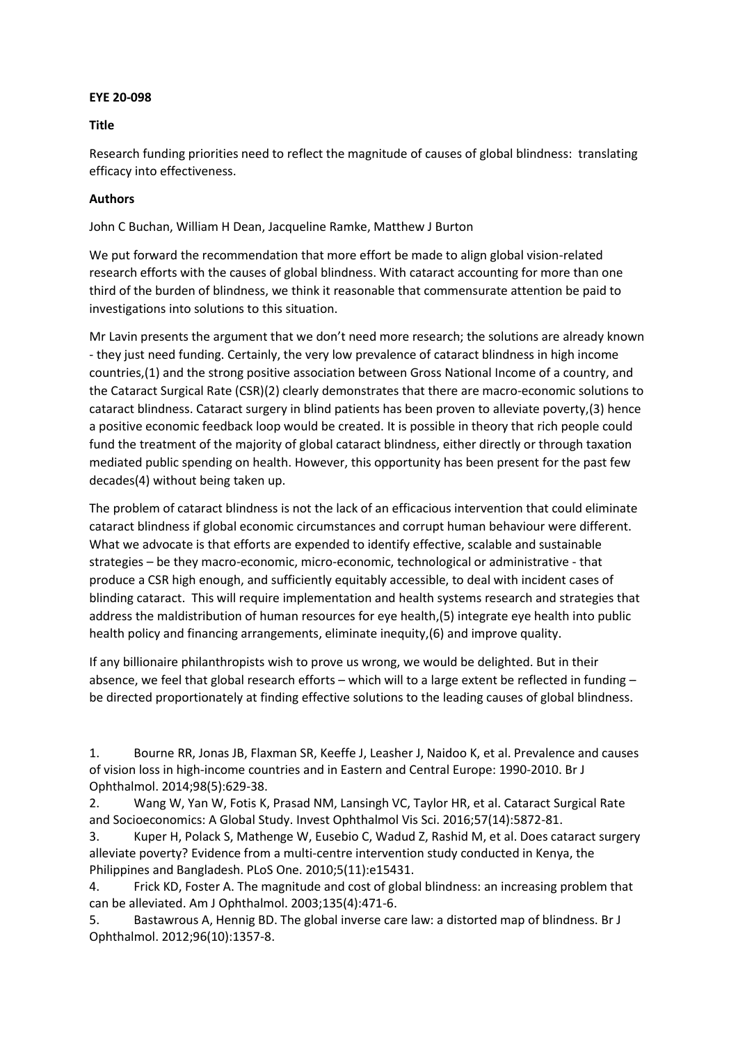**EYE 20-098**

**Title**

Research funding priorities need to reflect the magnitude of causes of global blindness: translating efficacy into effectiveness.

**Authors**

John C Buchan, William H Dean, Jacqueline Ramke, Matthew J Burton

We put forward the recommendation that more effort be made to align global vision-related research efforts with the causes of global blindness. With cataract accounting for more than one third of the burden of blindness, we think it reasonable that commensurate attention be paid to investigations into solutions to this situation.

Mr Lavin presents the argument that we don't need more research; the solutions are already known - they just need funding. Certainly, the very low prevalence of cataract blindness in high income countries,(1) and the strong positive association between Gross National Income of a country, and the Cataract Surgical Rate (CSR)(2) clearly demonstrates that there are macro-economic solutions to cataract blindness. Cataract surgery in blind patients has been proven to alleviate poverty,(3) hence a positive economic feedback loop would be created. It is possible in theory that rich people could fund the treatment of the majority of global cataract blindness, either directly or through taxation mediated public spending on health. However, this opportunity has been present for the past few decades(4) without being taken up.

The problem of cataract blindness is not the lack of an efficacious intervention that could eliminate cataract blindness if global economic circumstances and corrupt human behaviour were different. What we advocate is that efforts are expended to identify effective, scalable and sustainable strategies – be they macro-economic, micro-economic, technological or administrative - that produce a CSR high enough, and sufficiently equitably accessible, to deal with incident cases of blinding cataract. This will require implementation and health systems research and strategies that address the maldistribution of human resources for eye health,(5) integrate eye health into public health policy and financing arrangements, eliminate inequity,(6) and improve quality.

If any billionaire philanthropists wish to prove us wrong, we would be delighted. But in their absence, we feel that global research efforts – which will to a large extent be reflected in funding – be directed proportionately at finding effective solutions to the leading causes of global blindness.

1. Bourne RR, Jonas JB, Flaxman SR, Keeffe J, Leasher J, Naidoo K, et al. Prevalence and causes of vision loss in high-income countries and in Eastern and Central Europe: 1990-2010. Br J Ophthalmol. 2014;98(5):629-38.
2. Wang W, Yan W, Fotis K, Prasad NM, Lansingh VC, Taylor HR, et al. Cataract Surgical Rate and Socioeconomics: A Global Study. Invest Ophthalmol Vis Sci. 2016;57(14):5872-81.
3. Kuper H, Polack S, Mathenge W, Eusebio C, Wadud Z, Rashid M, et al. Does cataract surgery alleviate poverty? Evidence from a multi-centre intervention study conducted in Kenya, the Philippines and Bangladesh. PLoS One. 2010;5(11):e15431.
4. Frick KD, Foster A. The magnitude and cost of global blindness: an increasing problem that can be alleviated. Am J Ophthalmol. 2003;135(4):471-6.
5. Bastawrous A, Hennig BD. The global inverse care law: a distorted map of blindness. Br J Ophthalmol. 2012;96(10):1357-8.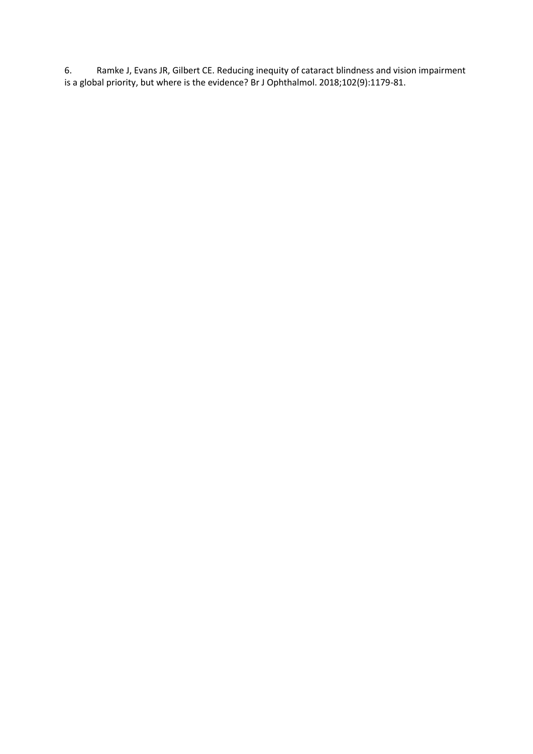6. Ramke J, Evans JR, Gilbert CE. Reducing inequity of cataract blindness and vision impairment is a global priority, but where is the evidence? Br J Ophthalmol. 2018;102(9):1179-81.